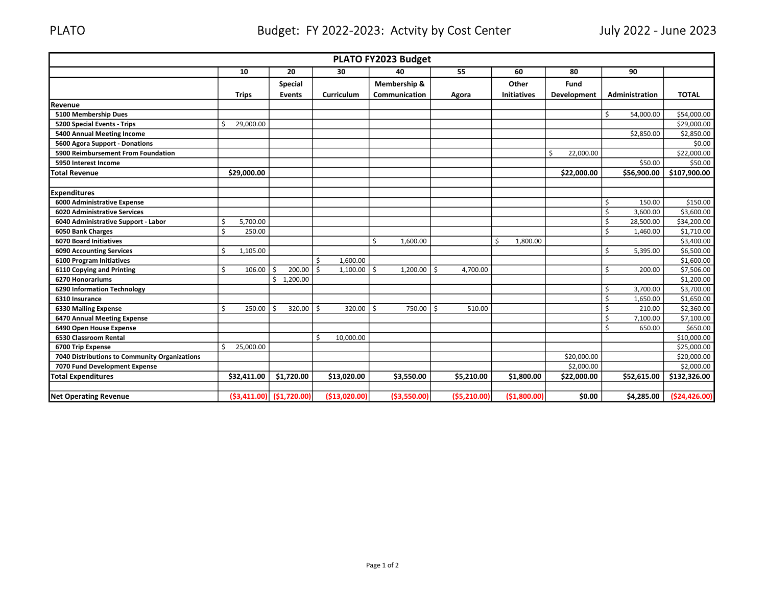PLATO Budget: FY 2022-2023: Actvity by Cost Center July 2022 - June 2023

| PLATO FY2023 Budget | | | | | | | | | |
|---|---|---|---|---|---|---|---|---|---|
| | 10 | 20 | 30 | 40 | 55 | 60 | 80 | 90 | |
| | Trips | Special Events | Curriculum | Membership & Communication | Agora | Other Initiatives | Fund Development | Administration | TOTAL |
| **Revenue** | | | | | | | | | |
| 5100 Membership Dues | | | | | | | | $ 54,000.00 | $54,000.00 |
| 5200 Special Events - Trips | $ 29,000.00 | | | | | | | | $29,000.00 |
| 5400 Annual Meeting Income | | | | | | | | $2,850.00 | $2,850.00 |
| 5600 Agora Support - Donations | | | | | | | | | $0.00 |
| 5900 Reimbursement From Foundation | | | | | | | $ 22,000.00 | | $22,000.00 |
| 5950 Interest Income | | | | | | | | $50.00 | $50.00 |
| **Total Revenue** | **$29,000.00** | | | | | | **$22,000.00** | **$56,900.00** | **$107,900.00** |
| | | | | | | | | | |
| **Expenditures** | | | | | | | | | |
| 6000 Administrative Expense | | | | | | | | $ 150.00 | $150.00 |
| 6020 Administrative Services | | | | | | | | $ 3,600.00 | $3,600.00 |
| 6040 Administrative Support - Labor | $ 5,700.00 | | | | | | | $ 28,500.00 | $34,200.00 |
| 6050 Bank Charges | $ 250.00 | | | | | | | $ 1,460.00 | $1,710.00 |
| 6070 Board Initiatives | | | | $ 1,600.00 | | $ 1,800.00 | | | $3,400.00 |
| 6090 Accounting Services | $ 1,105.00 | | | | | | | $ 5,395.00 | $6,500.00 |
| 6100 Program Initiatives | | | $ 1,600.00 | | | | | | $1,600.00 |
| 6110 Copying and Printing | $ 106.00 | $ 200.00 | $ 1,100.00 | $ 1,200.00 | $ 4,700.00 | | | $ 200.00 | $7,506.00 |
| 6270 Honorariums | | $ 1,200.00 | | | | | | | $1,200.00 |
| 6290 Information Technology | | | | | | | | $ 3,700.00 | $3,700.00 |
| 6310 Insurance | | | | | | | | $ 1,650.00 | $1,650.00 |
| 6330 Mailing Expense | $ 250.00 | $ 320.00 | $ 320.00 | $ 750.00 | $ 510.00 | | | $ 210.00 | $2,360.00 |
| 6470 Annual Meeting Expense | | | | | | | | $ 7,100.00 | $7,100.00 |
| 6490 Open House Expense | | | | | | | | $ 650.00 | $650.00 |
| 6530 Classroom Rental | | | $ 10,000.00 | | | | | | $10,000.00 |
| 6700 Trip Expense | $ 25,000.00 | | | | | | | | $25,000.00 |
| 7040 Distributions to Community Organizations | | | | | | | $20,000.00 | | $20,000.00 |
| 7070 Fund Development Expense | | | | | | | $2,000.00 | | $2,000.00 |
| **Total Expenditures** | **$32,411.00** | **$1,720.00** | **$13,020.00** | **$3,550.00** | **$5,210.00** | **$1,800.00** | **$22,000.00** | **$52,615.00** | **$132,326.00** |
| | | | | | | | | | |
| **Net Operating Revenue** | **($3,411.00)** | **($1,720.00)** | **($13,020.00)** | **($3,550.00)** | **($5,210.00)** | **($1,800.00)** | **$0.00** | **$4,285.00** | **($24,426.00)** |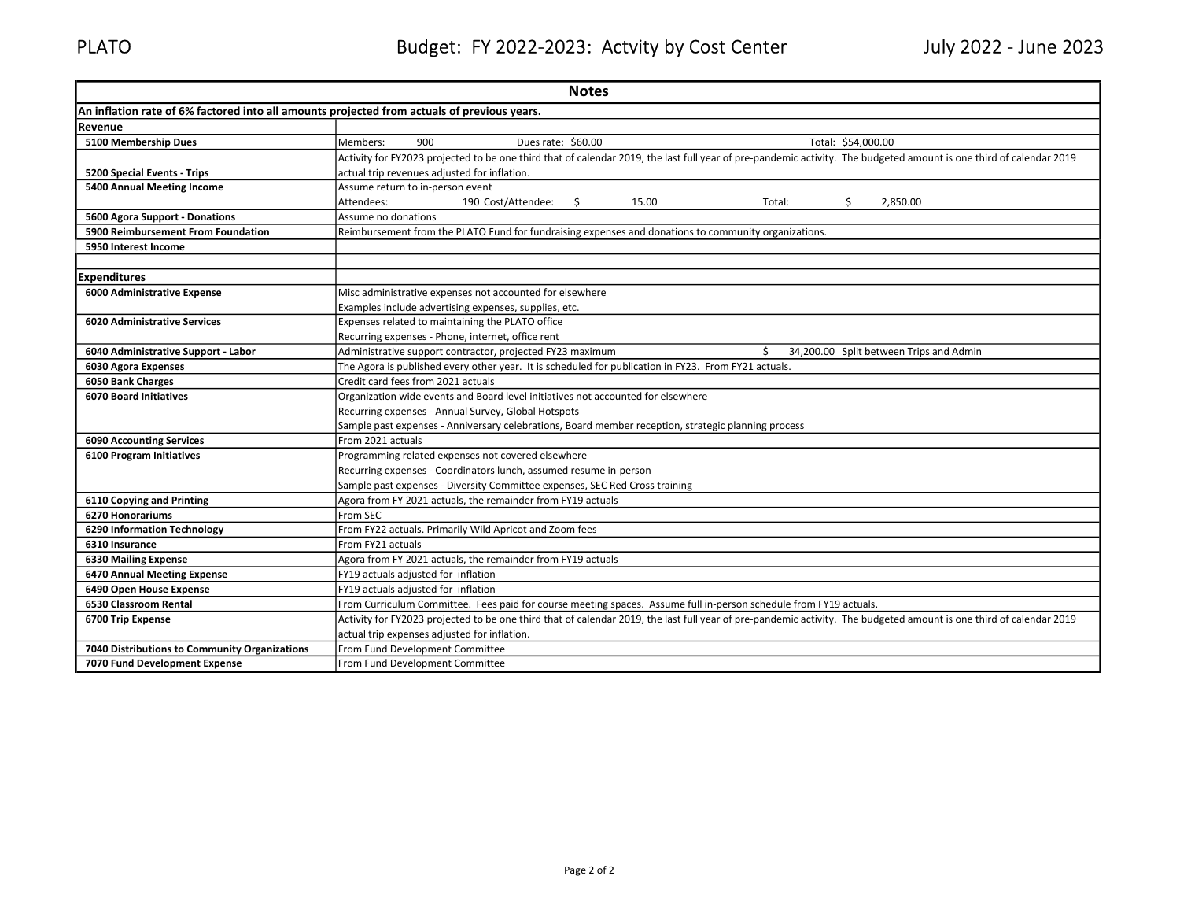PLATO | Budget: FY 2022-2023: Actvity by Cost Center | July 2022 - June 2023

| Notes | |
|---|---|
| **An inflation rate of 6% factored into all amounts projected from actuals of previous years.** | |
| **Revenue** | |
| **5100 Membership Dues** | Members: 900 Dues rate: $60.00 Total: $54,000.00 |
| **5200 Special Events - Trips** | Activity for FY2023 projected to be one third that of calendar 2019, the last full year of pre-pandemic activity. The budgeted amount is one third of calendar 2019 actual trip revenues adjusted for inflation. |
| **5400 Annual Meeting Income** | Assume return to in-person event<br>Attendees: 190 Cost/Attendee: $ 15.00 Total: $ 2,850.00 |
| **5600 Agora Support - Donations** | Assume no donations |
| **5900 Reimbursement From Foundation** | Reimbursement from the PLATO Fund for fundraising expenses and donations to community organizations. |
| **5950 Interest Income** | |
| | |
| **Expenditures** | |
| **6000 Administrative Expense** | Misc administrative expenses not accounted for elsewhere<br>Examples include advertising expenses, supplies, etc. |
| **6020 Administrative Services** | Expenses related to maintaining the PLATO office<br>Recurring expenses - Phone, internet, office rent |
| **6040 Administrative Support - Labor** | Administrative support contractor, projected FY23 maximum $ 34,200.00 Split between Trips and Admin |
| **6030 Agora Expenses** | The Agora is published every other year. It is scheduled for publication in FY23. From FY21 actuals. |
| **6050 Bank Charges** | Credit card fees from 2021 actuals |
| **6070 Board Initiatives** | Organization wide events and Board level initiatives not accounted for elsewhere<br>Recurring expenses - Annual Survey, Global Hotspots<br>Sample past expenses - Anniversary celebrations, Board member reception, strategic planning process |
| **6090 Accounting Services** | From 2021 actuals |
| **6100 Program Initiatives** | Programming related expenses not covered elsewhere<br>Recurring expenses - Coordinators lunch, assumed resume in-person<br>Sample past expenses - Diversity Committee expenses, SEC Red Cross training |
| **6110 Copying and Printing** | Agora from FY 2021 actuals, the remainder from FY19 actuals |
| **6270 Honorariums** | From SEC |
| **6290 Information Technology** | From FY22 actuals. Primarily Wild Apricot and Zoom fees |
| **6310 Insurance** | From FY21 actuals |
| **6330 Mailing Expense** | Agora from FY 2021 actuals, the remainder from FY19 actuals |
| **6470 Annual Meeting Expense** | FY19 actuals adjusted for inflation |
| **6490 Open House Expense** | FY19 actuals adjusted for inflation |
| **6530 Classroom Rental** | From Curriculum Committee. Fees paid for course meeting spaces. Assume full in-person schedule from FY19 actuals. |
| **6700 Trip Expense** | Activity for FY2023 projected to be one third that of calendar 2019, the last full year of pre-pandemic activity. The budgeted amount is one third of calendar 2019 actual trip expenses adjusted for inflation. |
| **7040 Distributions to Community Organizations** | From Fund Development Committee |
| **7070 Fund Development Expense** | From Fund Development Committee |